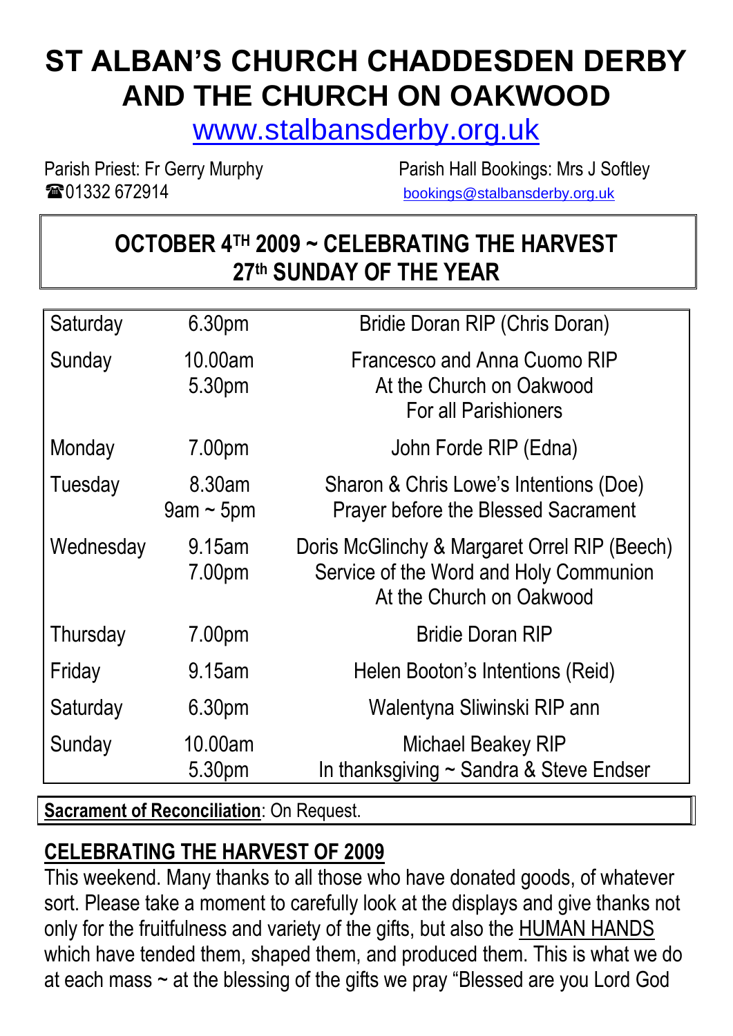# ST ALBAN'S CHURCH CHADDESDEN DERBY AND THE CHURCH ON OAKWOOD

www.stalbansderby.org.uk

Parish Priest: Fr Gerry Murphy
☎01332 672914

Parish Hall Bookings: Mrs J Softley
bookings@stalbansderby.org.uk

## OCTOBER 4TH 2009 ~ CELEBRATING THE HARVEST
## 27th SUNDAY OF THE YEAR

| | | |
|---|---|---|
| Saturday | 6.30pm | Bridie Doran RIP (Chris Doran) |
| Sunday | 10.00am<br>5.30pm | Francesco and Anna Cuomo RIP<br>At the Church on Oakwood<br>For all Parishioners |
| Monday | 7.00pm | John Forde RIP (Edna) |
| Tuesday | 8.30am<br>9am ~ 5pm | Sharon & Chris Lowe's Intentions (Doe)<br>Prayer before the Blessed Sacrament |
| Wednesday | 9.15am<br>7.00pm | Doris McGlinchy & Margaret Orrel RIP (Beech)<br>Service of the Word and Holy Communion<br>At the Church on Oakwood |
| Thursday | 7.00pm | Bridie Doran RIP |
| Friday | 9.15am | Helen Booton's Intentions (Reid) |
| Saturday | 6.30pm | Walentyna Sliwinski RIP ann |
| Sunday | 10.00am<br>5.30pm | Michael Beakey RIP<br>In thanksgiving ~ Sandra & Steve Endser |

**Sacrament of Reconciliation**: On Request.

## CELEBRATING THE HARVEST OF 2009

This weekend. Many thanks to all those who have donated goods, of whatever sort. Please take a moment to carefully look at the displays and give thanks not only for the fruitfulness and variety of the gifts, but also the HUMAN HANDS which have tended them, shaped them, and produced them. This is what we do at each mass ~ at the blessing of the gifts we pray "Blessed are you Lord God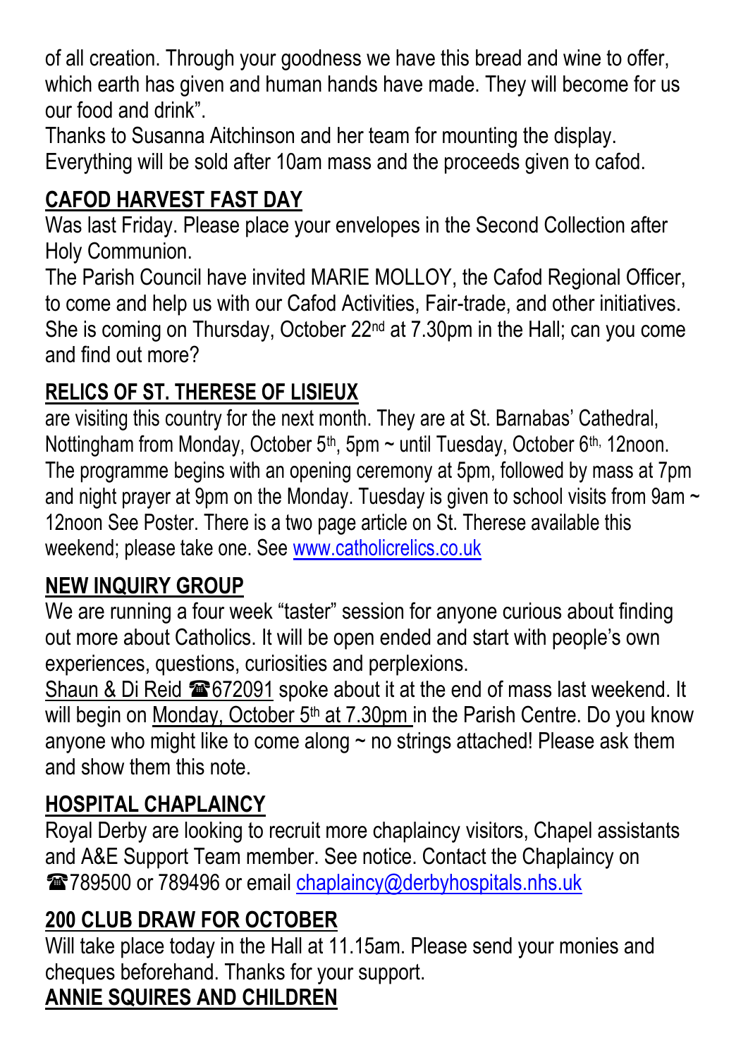of all creation. Through your goodness we have this bread and wine to offer, which earth has given and human hands have made. They will become for us our food and drink".

Thanks to Susanna Aitchinson and her team for mounting the display. Everything will be sold after 10am mass and the proceeds given to cafod.

## CAFOD HARVEST FAST DAY

Was last Friday. Please place your envelopes in the Second Collection after Holy Communion.

The Parish Council have invited MARIE MOLLOY, the Cafod Regional Officer, to come and help us with our Cafod Activities, Fair-trade, and other initiatives. She is coming on Thursday, October 22nd at 7.30pm in the Hall; can you come and find out more?

## RELICS OF ST. THERESE OF LISIEUX

are visiting this country for the next month. They are at St. Barnabas' Cathedral, Nottingham from Monday, October 5th, 5pm ~ until Tuesday, October 6th, 12noon. The programme begins with an opening ceremony at 5pm, followed by mass at 7pm and night prayer at 9pm on the Monday. Tuesday is given to school visits from 9am ~ 12noon See Poster. There is a two page article on St. Therese available this weekend; please take one. See www.catholicrelics.co.uk

## NEW INQUIRY GROUP

We are running a four week "taster" session for anyone curious about finding out more about Catholics. It will be open ended and start with people's own experiences, questions, curiosities and perplexions.

Shaun & Di Reid ☎672091 spoke about it at the end of mass last weekend. It will begin on Monday, October 5th at 7.30pm in the Parish Centre. Do you know anyone who might like to come along ~ no strings attached! Please ask them and show them this note.

## HOSPITAL CHAPLAINCY

Royal Derby are looking to recruit more chaplaincy visitors, Chapel assistants and A&E Support Team member. See notice. Contact the Chaplaincy on ☎789500 or 789496 or email chaplaincy@derbyhospitals.nhs.uk

## 200 CLUB DRAW FOR OCTOBER

Will take place today in the Hall at 11.15am. Please send your monies and cheques beforehand. Thanks for your support.

## ANNIE SQUIRES AND CHILDREN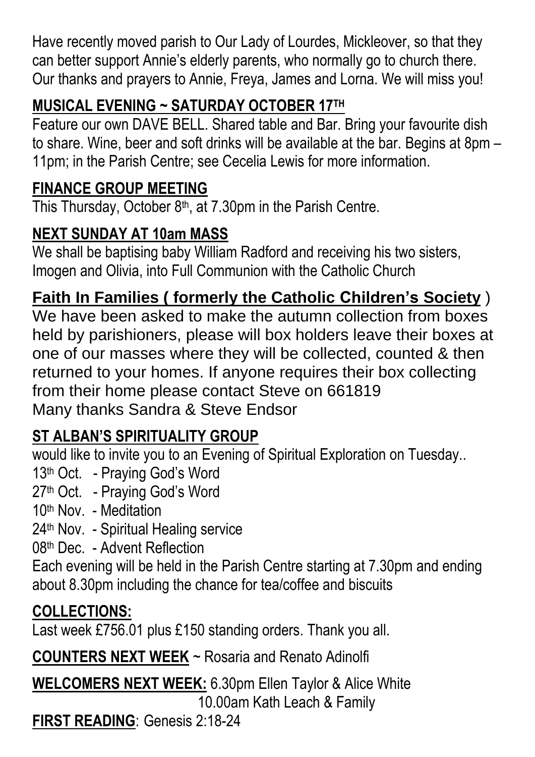Have recently moved parish to Our Lady of Lourdes, Mickleover, so that they can better support Annie's elderly parents, who normally go to church there. Our thanks and prayers to Annie, Freya, James and Lorna. We will miss you!

**MUSICAL EVENING ~ SATURDAY OCTOBER 17TH**

Feature our own DAVE BELL. Shared table and Bar. Bring your favourite dish to share. Wine, beer and soft drinks will be available at the bar. Begins at 8pm – 11pm; in the Parish Centre; see Cecelia Lewis for more information.

**FINANCE GROUP MEETING**

This Thursday, October 8th, at 7.30pm in the Parish Centre.

**NEXT SUNDAY AT 10am MASS**

We shall be baptising baby William Radford and receiving his two sisters, Imogen and Olivia, into Full Communion with the Catholic Church

**Faith In Families ( formerly the Catholic Children's Society )**

We have been asked to make the autumn collection from boxes held by parishioners, please will box holders leave their boxes at one of our masses where they will be collected, counted & then returned to your homes. If anyone requires their box collecting from their home please contact Steve on 661819
Many thanks Sandra & Steve Endsor

**ST ALBAN'S SPIRITUALITY GROUP**

would like to invite you to an Evening of Spiritual Exploration on Tuesday..

13th Oct. - Praying God's Word
27th Oct. - Praying God's Word
10th Nov. - Meditation
24th Nov. - Spiritual Healing service
08th Dec. - Advent Reflection

Each evening will be held in the Parish Centre starting at 7.30pm and ending about 8.30pm including the chance for tea/coffee and biscuits

**COLLECTIONS:**

Last week £756.01 plus £150 standing orders. Thank you all.

**COUNTERS NEXT WEEK** ~ Rosaria and Renato Adinolfi

**WELCOMERS NEXT WEEK:** 6.30pm Ellen Taylor & Alice White
10.00am Kath Leach & Family

**FIRST READING**: Genesis 2:18-24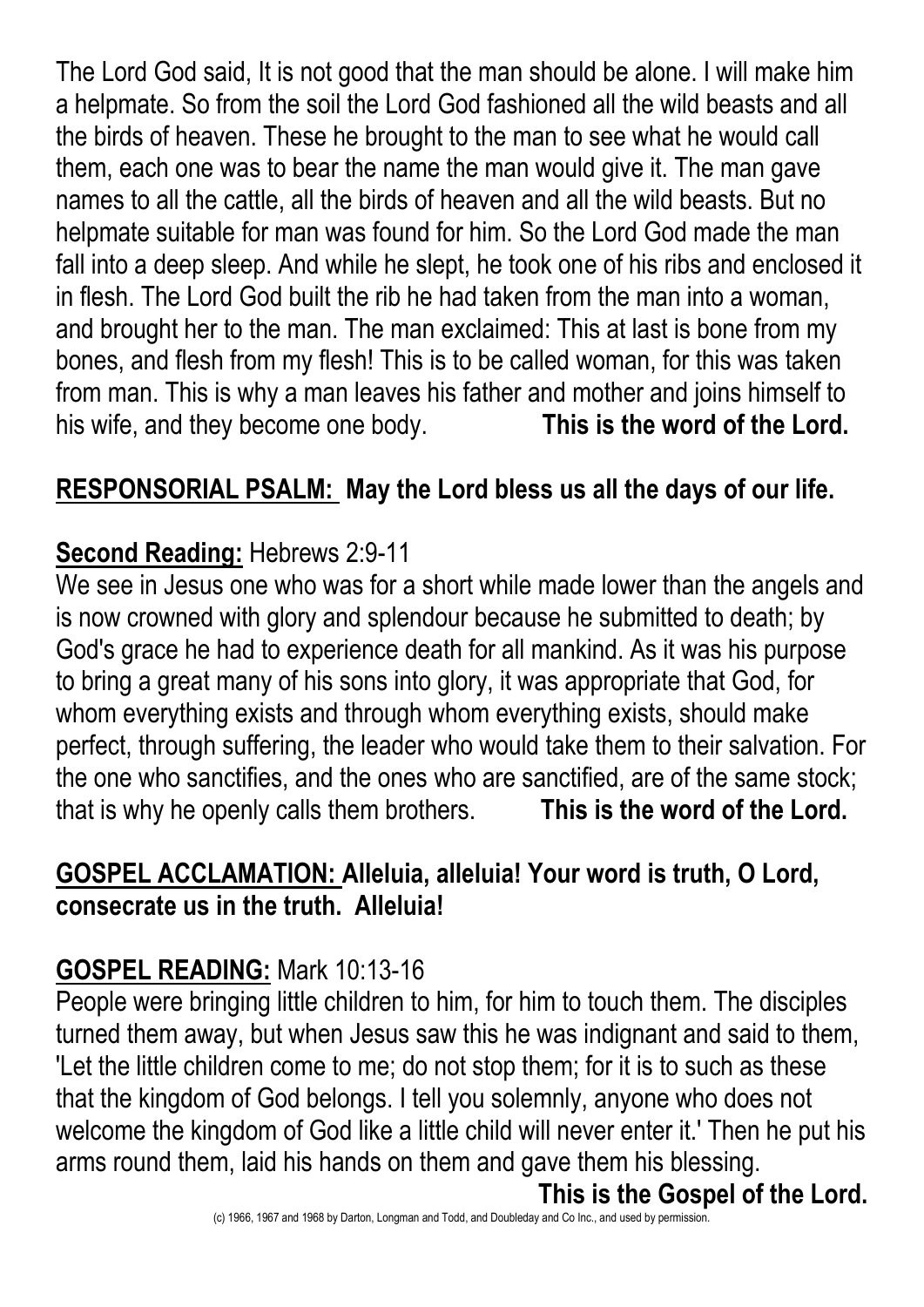The Lord God said, It is not good that the man should be alone. I will make him a helpmate. So from the soil the Lord God fashioned all the wild beasts and all the birds of heaven. These he brought to the man to see what he would call them, each one was to bear the name the man would give it. The man gave names to all the cattle, all the birds of heaven and all the wild beasts. But no helpmate suitable for man was found for him. So the Lord God made the man fall into a deep sleep. And while he slept, he took one of his ribs and enclosed it in flesh. The Lord God built the rib he had taken from the man into a woman, and brought her to the man. The man exclaimed: This at last is bone from my bones, and flesh from my flesh! This is to be called woman, for this was taken from man. This is why a man leaves his father and mother and joins himself to his wife, and they become one body. **This is the word of the Lord.**

**RESPONSORIAL PSALM: May the Lord bless us all the days of our life.**

**Second Reading:** Hebrews 2:9-11

We see in Jesus one who was for a short while made lower than the angels and is now crowned with glory and splendour because he submitted to death; by God's grace he had to experience death for all mankind. As it was his purpose to bring a great many of his sons into glory, it was appropriate that God, for whom everything exists and through whom everything exists, should make perfect, through suffering, the leader who would take them to their salvation. For the one who sanctifies, and the ones who are sanctified, are of the same stock; that is why he openly calls them brothers. **This is the word of the Lord.**

**GOSPEL ACCLAMATION: Alleluia, alleluia! Your word is truth, O Lord, consecrate us in the truth. Alleluia!**

**GOSPEL READING:** Mark 10:13-16

People were bringing little children to him, for him to touch them. The disciples turned them away, but when Jesus saw this he was indignant and said to them, 'Let the little children come to me; do not stop them; for it is to such as these that the kingdom of God belongs. I tell you solemnly, anyone who does not welcome the kingdom of God like a little child will never enter it.' Then he put his arms round them, laid his hands on them and gave them his blessing.

**This is the Gospel of the Lord.**

(c) 1966, 1967 and 1968 by Darton, Longman and Todd, and Doubleday and Co Inc., and used by permission.